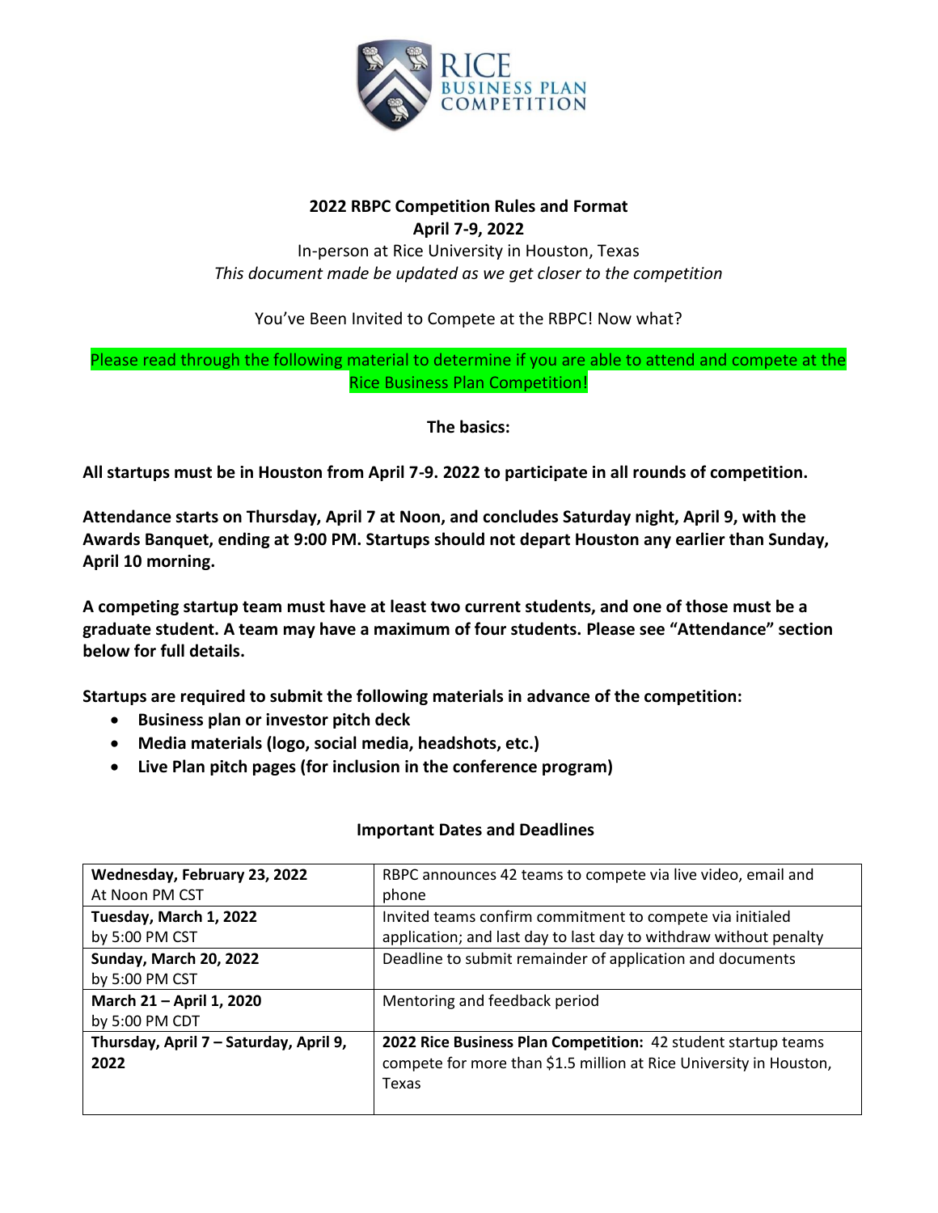# 2022 RBPC Competition Rules and Format

**April 7-9, 2022**

In-person at Rice University in Houston, Texas

*This document made be updated as we get closer to the competition*

You've Been Invited to Compete at the RBPC! Now what?

Please read through the following material to determine if you are able to attend and compete at the Rice Business Plan Competition!

**The basics:**

**All startups must be in Houston from April 7-9. 2022 to participate in all rounds of competition.**

**Attendance starts on Thursday, April 7 at Noon, and concludes Saturday night, April 9, with the Awards Banquet, ending at 9:00 PM. Startups should not depart Houston any earlier than Sunday, April 10 morning.**

**A competing startup team must have at least two current students, and one of those must be a graduate student. A team may have a maximum of four students. Please see "Attendance" section below for full details.**

**Startups are required to submit the following materials in advance of the competition:**

- **Business plan or investor pitch deck**
- **Media materials (logo, social media, headshots, etc.)**
- **Live Plan pitch pages (for inclusion in the conference program)**

## Important Dates and Deadlines

| | |
|---|---|
| **Wednesday, February 23, 2022** At Noon PM CST | RBPC announces 42 teams to compete via live video, email and phone |
| **Tuesday, March 1, 2022** by 5:00 PM CST | Invited teams confirm commitment to compete via initialed application; and last day to last day to withdraw without penalty |
| **Sunday, March 20, 2022** by 5:00 PM CST | Deadline to submit remainder of application and documents |
| **March 21 – April 1, 2020** by 5:00 PM CDT | Mentoring and feedback period |
| **Thursday, April 7 – Saturday, April 9, 2022** | **2022 Rice Business Plan Competition:** 42 student startup teams compete for more than $1.5 million at Rice University in Houston, Texas |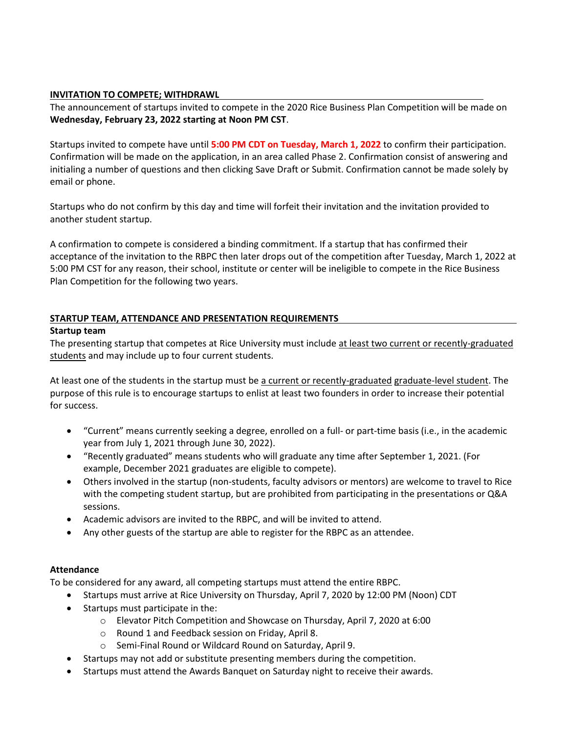## INVITATION TO COMPETE; WITHDRAWL

The announcement of startups invited to compete in the 2020 Rice Business Plan Competition will be made on **Wednesday, February 23, 2022 starting at Noon PM CST**.

Startups invited to compete have until **5:00 PM CDT on Tuesday, March 1, 2022** to confirm their participation. Confirmation will be made on the application, in an area called Phase 2. Confirmation consist of answering and initialing a number of questions and then clicking Save Draft or Submit. Confirmation cannot be made solely by email or phone.

Startups who do not confirm by this day and time will forfeit their invitation and the invitation provided to another student startup.

A confirmation to compete is considered a binding commitment. If a startup that has confirmed their acceptance of the invitation to the RBPC then later drops out of the competition after Tuesday, March 1, 2022 at 5:00 PM CST for any reason, their school, institute or center will be ineligible to compete in the Rice Business Plan Competition for the following two years.

## STARTUP TEAM, ATTENDANCE AND PRESENTATION REQUIREMENTS

### Startup team

The presenting startup that competes at Rice University must include at least two current or recently-graduated students and may include up to four current students.

At least one of the students in the startup must be a current or recently-graduated graduate-level student. The purpose of this rule is to encourage startups to enlist at least two founders in order to increase their potential for success.

- "Current" means currently seeking a degree, enrolled on a full- or part-time basis (i.e., in the academic year from July 1, 2021 through June 30, 2022).
- "Recently graduated" means students who will graduate any time after September 1, 2021. (For example, December 2021 graduates are eligible to compete).
- Others involved in the startup (non-students, faculty advisors or mentors) are welcome to travel to Rice with the competing student startup, but are prohibited from participating in the presentations or Q&A sessions.
- Academic advisors are invited to the RBPC, and will be invited to attend.
- Any other guests of the startup are able to register for the RBPC as an attendee.

### Attendance

To be considered for any award, all competing startups must attend the entire RBPC.

- Startups must arrive at Rice University on Thursday, April 7, 2020 by 12:00 PM (Noon) CDT
- Startups must participate in the:
  - Elevator Pitch Competition and Showcase on Thursday, April 7, 2020 at 6:00
  - Round 1 and Feedback session on Friday, April 8.
  - Semi-Final Round or Wildcard Round on Saturday, April 9.
- Startups may not add or substitute presenting members during the competition.
- Startups must attend the Awards Banquet on Saturday night to receive their awards.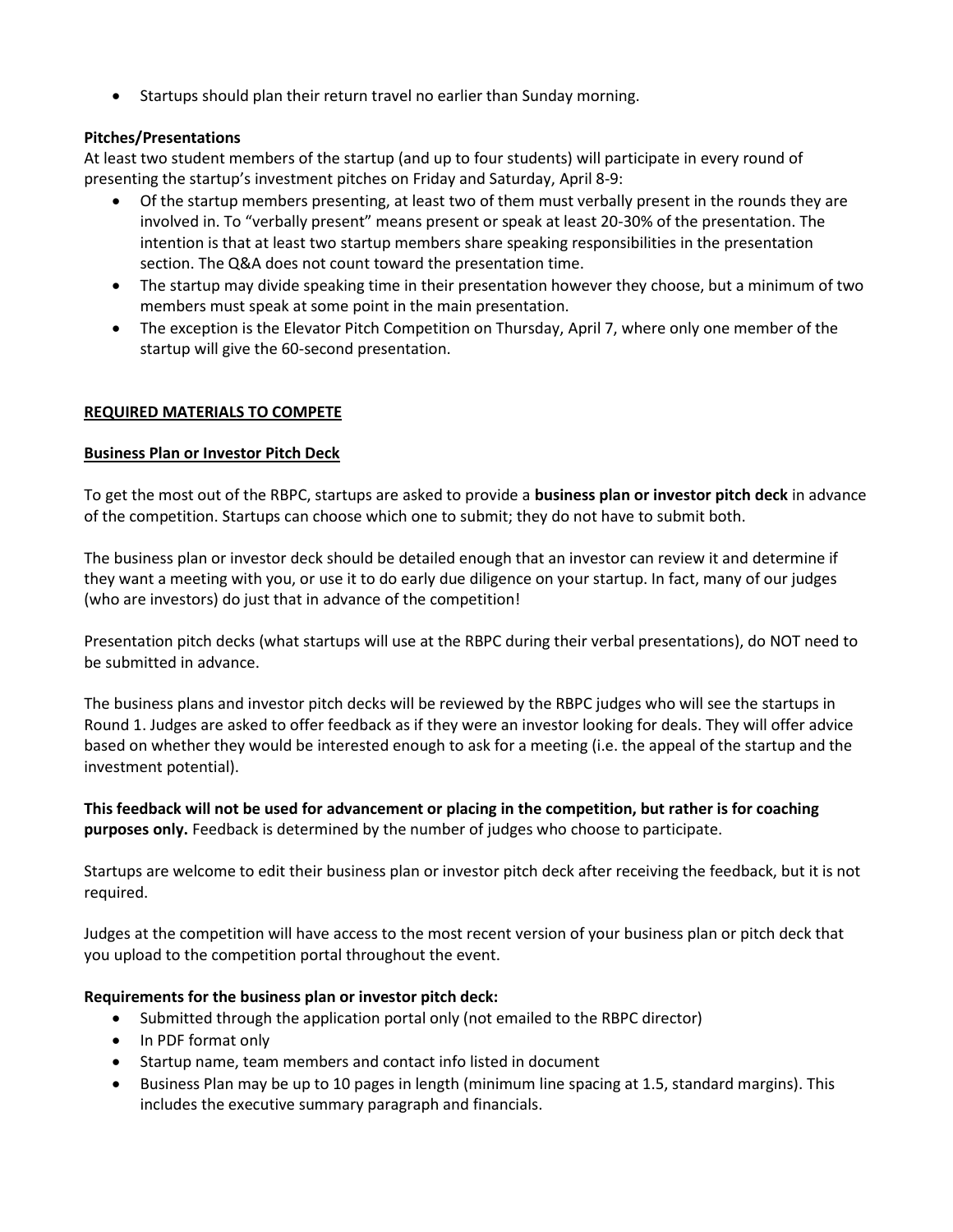- Startups should plan their return travel no earlier than Sunday morning.

**Pitches/Presentations**

At least two student members of the startup (and up to four students) will participate in every round of presenting the startup's investment pitches on Friday and Saturday, April 8-9:

- Of the startup members presenting, at least two of them must verbally present in the rounds they are involved in. To "verbally present" means present or speak at least 20-30% of the presentation. The intention is that at least two startup members share speaking responsibilities in the presentation section. The Q&A does not count toward the presentation time.
- The startup may divide speaking time in their presentation however they choose, but a minimum of two members must speak at some point in the main presentation.
- The exception is the Elevator Pitch Competition on Thursday, April 7, where only one member of the startup will give the 60-second presentation.

## <u>REQUIRED MATERIALS TO COMPETE</u>

### <u>Business Plan or Investor Pitch Deck</u>

To get the most out of the RBPC, startups are asked to provide a **business plan or investor pitch deck** in advance of the competition. Startups can choose which one to submit; they do not have to submit both.

The business plan or investor deck should be detailed enough that an investor can review it and determine if they want a meeting with you, or use it to do early due diligence on your startup. In fact, many of our judges (who are investors) do just that in advance of the competition!

Presentation pitch decks (what startups will use at the RBPC during their verbal presentations), do NOT need to be submitted in advance.

The business plans and investor pitch decks will be reviewed by the RBPC judges who will see the startups in Round 1. Judges are asked to offer feedback as if they were an investor looking for deals. They will offer advice based on whether they would be interested enough to ask for a meeting (i.e. the appeal of the startup and the investment potential).

**This feedback will not be used for advancement or placing in the competition, but rather is for coaching purposes only.** Feedback is determined by the number of judges who choose to participate.

Startups are welcome to edit their business plan or investor pitch deck after receiving the feedback, but it is not required.

Judges at the competition will have access to the most recent version of your business plan or pitch deck that you upload to the competition portal throughout the event.

**Requirements for the business plan or investor pitch deck:**

- Submitted through the application portal only (not emailed to the RBPC director)
- In PDF format only
- Startup name, team members and contact info listed in document
- Business Plan may be up to 10 pages in length (minimum line spacing at 1.5, standard margins). This includes the executive summary paragraph and financials.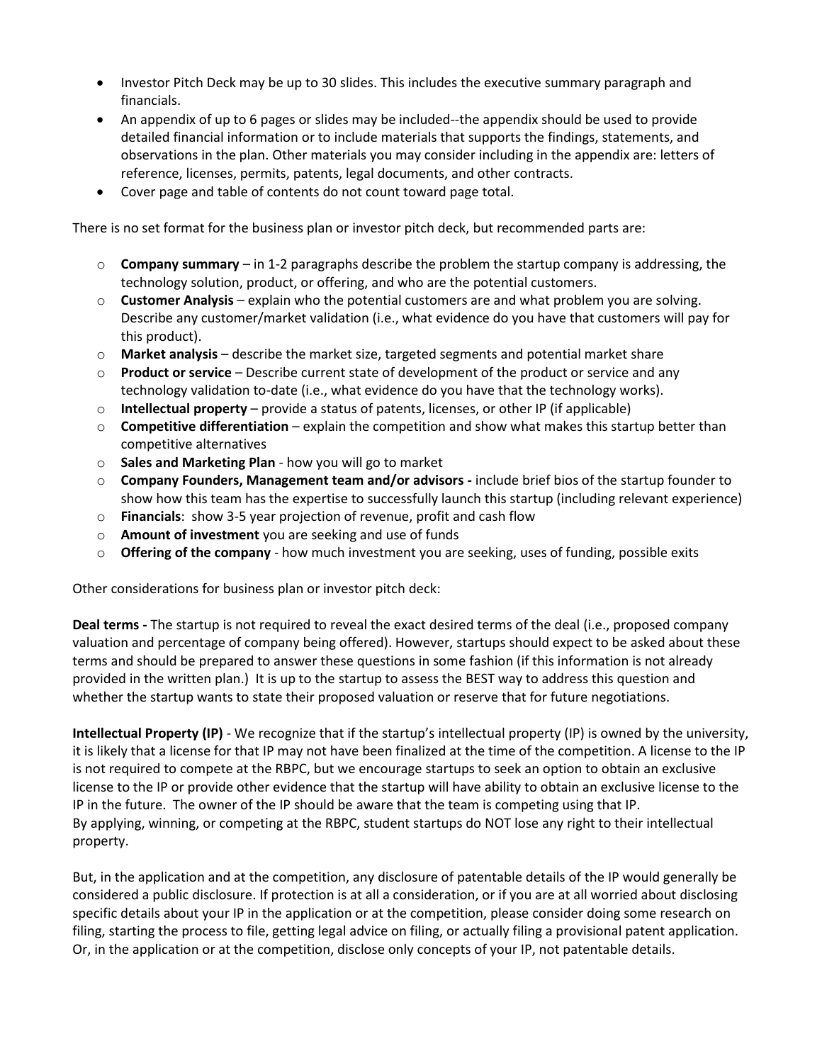- Investor Pitch Deck may be up to 30 slides. This includes the executive summary paragraph and financials.
- An appendix of up to 6 pages or slides may be included--the appendix should be used to provide detailed financial information or to include materials that supports the findings, statements, and observations in the plan. Other materials you may consider including in the appendix are: letters of reference, licenses, permits, patents, legal documents, and other contracts.
- Cover page and table of contents do not count toward page total.

There is no set format for the business plan or investor pitch deck, but recommended parts are:

- **Company summary** – in 1-2 paragraphs describe the problem the startup company is addressing, the technology solution, product, or offering, and who are the potential customers.
- **Customer Analysis** – explain who the potential customers are and what problem you are solving. Describe any customer/market validation (i.e., what evidence do you have that customers will pay for this product).
- **Market analysis** – describe the market size, targeted segments and potential market share
- **Product or service** – Describe current state of development of the product or service and any technology validation to-date (i.e., what evidence do you have that the technology works).
- **Intellectual property** – provide a status of patents, licenses, or other IP (if applicable)
- **Competitive differentiation** – explain the competition and show what makes this startup better than competitive alternatives
- **Sales and Marketing Plan** - how you will go to market
- **Company Founders, Management team and/or advisors -** include brief bios of the startup founder to show how this team has the expertise to successfully launch this startup (including relevant experience)
- **Financials**: show 3-5 year projection of revenue, profit and cash flow
- **Amount of investment** you are seeking and use of funds
- **Offering of the company** - how much investment you are seeking, uses of funding, possible exits

Other considerations for business plan or investor pitch deck:

**Deal terms -** The startup is not required to reveal the exact desired terms of the deal (i.e., proposed company valuation and percentage of company being offered). However, startups should expect to be asked about these terms and should be prepared to answer these questions in some fashion (if this information is not already provided in the written plan.) It is up to the startup to assess the BEST way to address this question and whether the startup wants to state their proposed valuation or reserve that for future negotiations.

**Intellectual Property (IP)** - We recognize that if the startup's intellectual property (IP) is owned by the university, it is likely that a license for that IP may not have been finalized at the time of the competition. A license to the IP is not required to compete at the RBPC, but we encourage startups to seek an option to obtain an exclusive license to the IP or provide other evidence that the startup will have ability to obtain an exclusive license to the IP in the future. The owner of the IP should be aware that the team is competing using that IP.
By applying, winning, or competing at the RBPC, student startups do NOT lose any right to their intellectual property.

But, in the application and at the competition, any disclosure of patentable details of the IP would generally be considered a public disclosure. If protection is at all a consideration, or if you are at all worried about disclosing specific details about your IP in the application or at the competition, please consider doing some research on filing, starting the process to file, getting legal advice on filing, or actually filing a provisional patent application. Or, in the application or at the competition, disclose only concepts of your IP, not patentable details.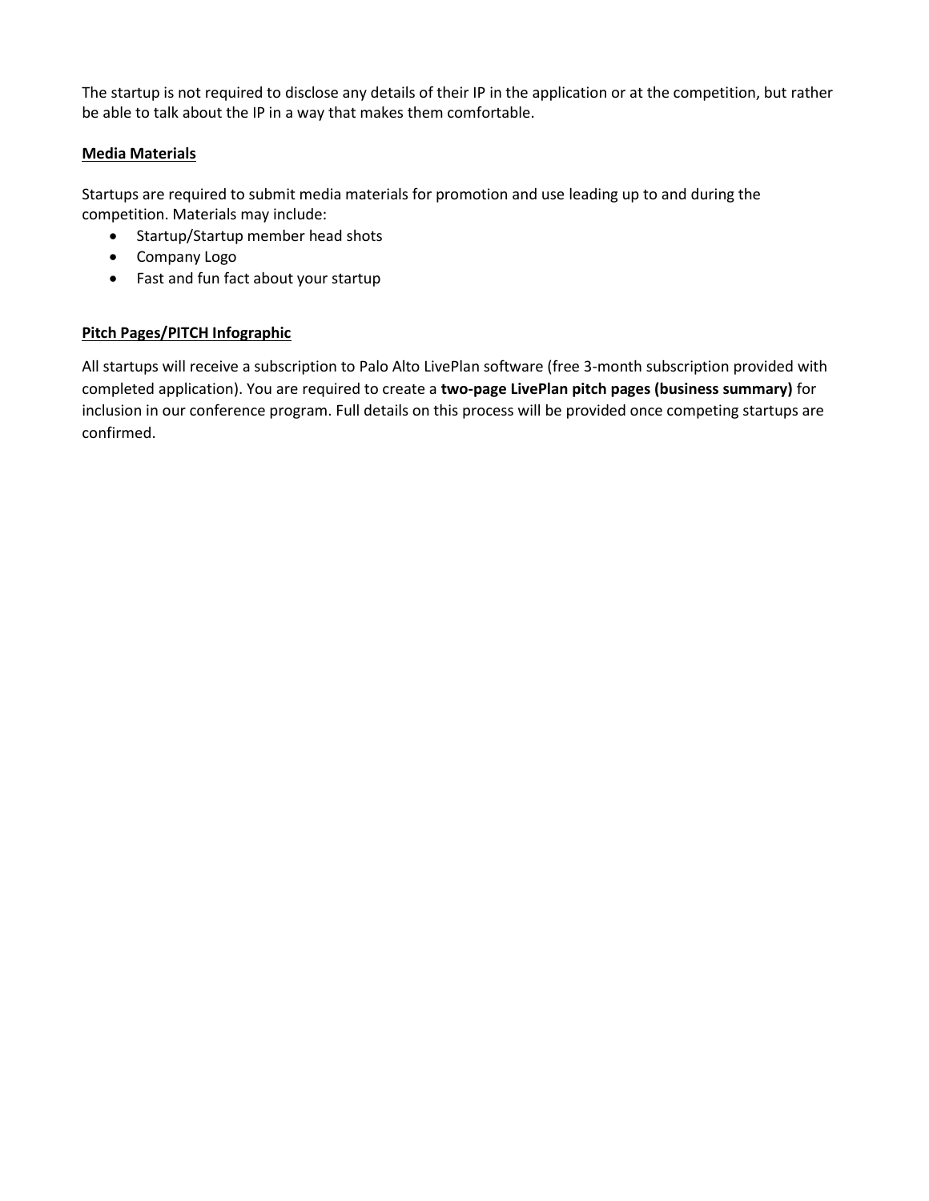The startup is not required to disclose any details of their IP in the application or at the competition, but rather be able to talk about the IP in a way that makes them comfortable.

**Media Materials**

Startups are required to submit media materials for promotion and use leading up to and during the competition. Materials may include:

- Startup/Startup member head shots
- Company Logo
- Fast and fun fact about your startup

**Pitch Pages/PITCH Infographic**

All startups will receive a subscription to Palo Alto LivePlan software (free 3-month subscription provided with completed application). You are required to create a **two-page LivePlan pitch pages (business summary)** for inclusion in our conference program. Full details on this process will be provided once competing startups are confirmed.